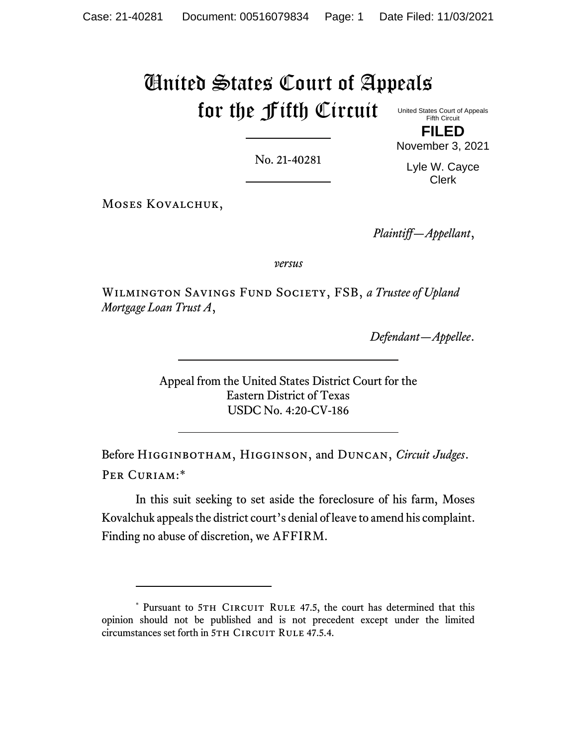# United States Court of Appeals for the Fifth Circuit

United States Court of Appeals
Fifth Circuit

**FILED**

November 3, 2021

Lyle W. Cayce
Clerk

No. 21-40281

Moses Kovalchuk,

*Plaintiff—Appellant*,

*versus*

Wilmington Savings Fund Society, FSB, *a Trustee of Upland Mortgage Loan Trust A*,

*Defendant—Appellee*.

Appeal from the United States District Court for the
Eastern District of Texas
USDC No. 4:20-CV-186

Before Higginbotham, Higginson, and Duncan, *Circuit Judges*.

Per Curiam:*

In this suit seeking to set aside the foreclosure of his farm, Moses Kovalchuk appeals the district court's denial of leave to amend his complaint. Finding no abuse of discretion, we AFFIRM.

---

\* Pursuant to 5th Circuit Rule 47.5, the court has determined that this opinion should not be published and is not precedent except under the limited circumstances set forth in 5th Circuit Rule 47.5.4.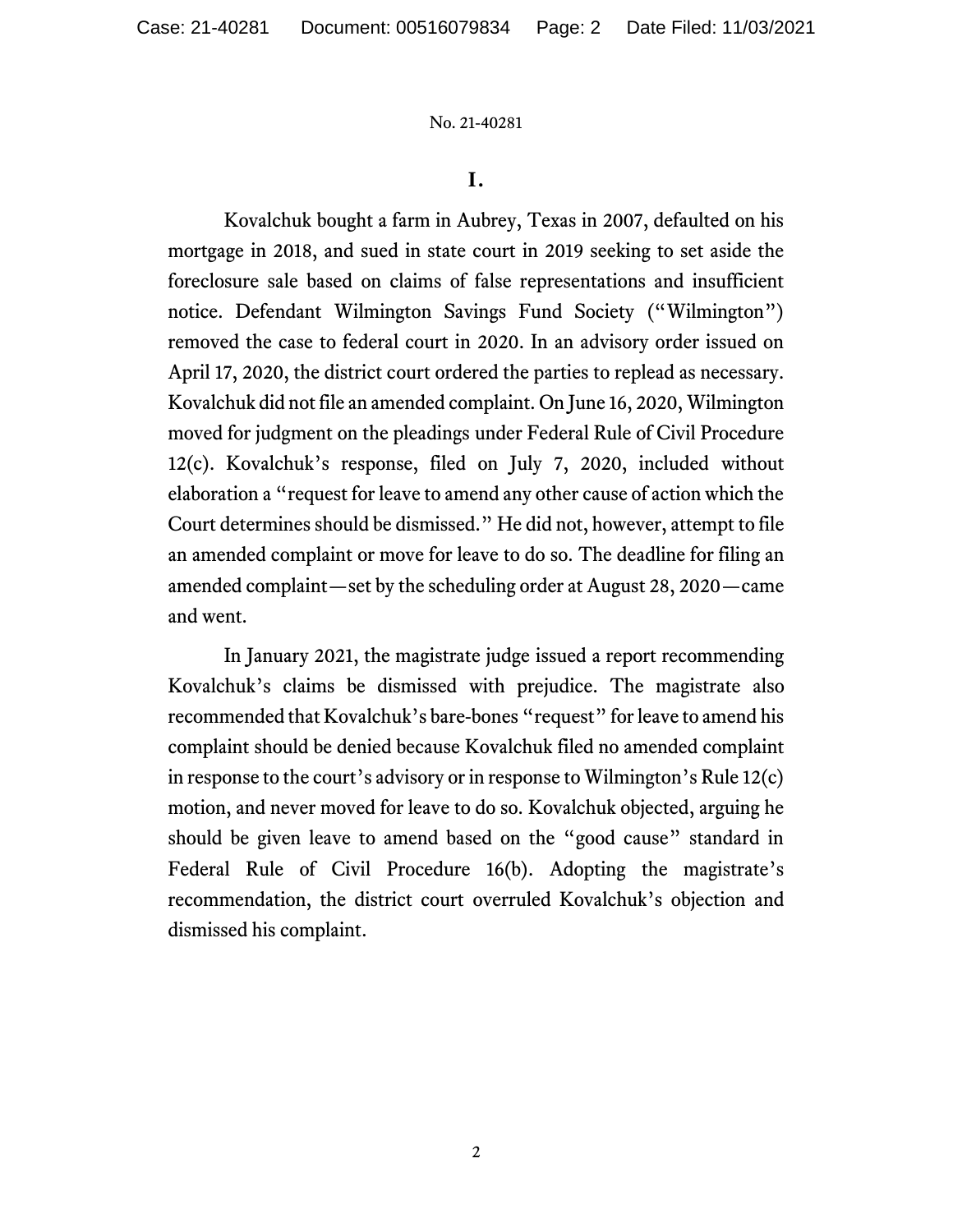## I.

Kovalchuk bought a farm in Aubrey, Texas in 2007, defaulted on his mortgage in 2018, and sued in state court in 2019 seeking to set aside the foreclosure sale based on claims of false representations and insufficient notice. Defendant Wilmington Savings Fund Society ("Wilmington") removed the case to federal court in 2020. In an advisory order issued on April 17, 2020, the district court ordered the parties to replead as necessary. Kovalchuk did not file an amended complaint. On June 16, 2020, Wilmington moved for judgment on the pleadings under Federal Rule of Civil Procedure 12(c). Kovalchuk's response, filed on July 7, 2020, included without elaboration a "request for leave to amend any other cause of action which the Court determines should be dismissed." He did not, however, attempt to file an amended complaint or move for leave to do so. The deadline for filing an amended complaint—set by the scheduling order at August 28, 2020—came and went.

In January 2021, the magistrate judge issued a report recommending Kovalchuk's claims be dismissed with prejudice. The magistrate also recommended that Kovalchuk's bare-bones "request" for leave to amend his complaint should be denied because Kovalchuk filed no amended complaint in response to the court's advisory or in response to Wilmington's Rule 12(c) motion, and never moved for leave to do so. Kovalchuk objected, arguing he should be given leave to amend based on the "good cause" standard in Federal Rule of Civil Procedure 16(b). Adopting the magistrate's recommendation, the district court overruled Kovalchuk's objection and dismissed his complaint.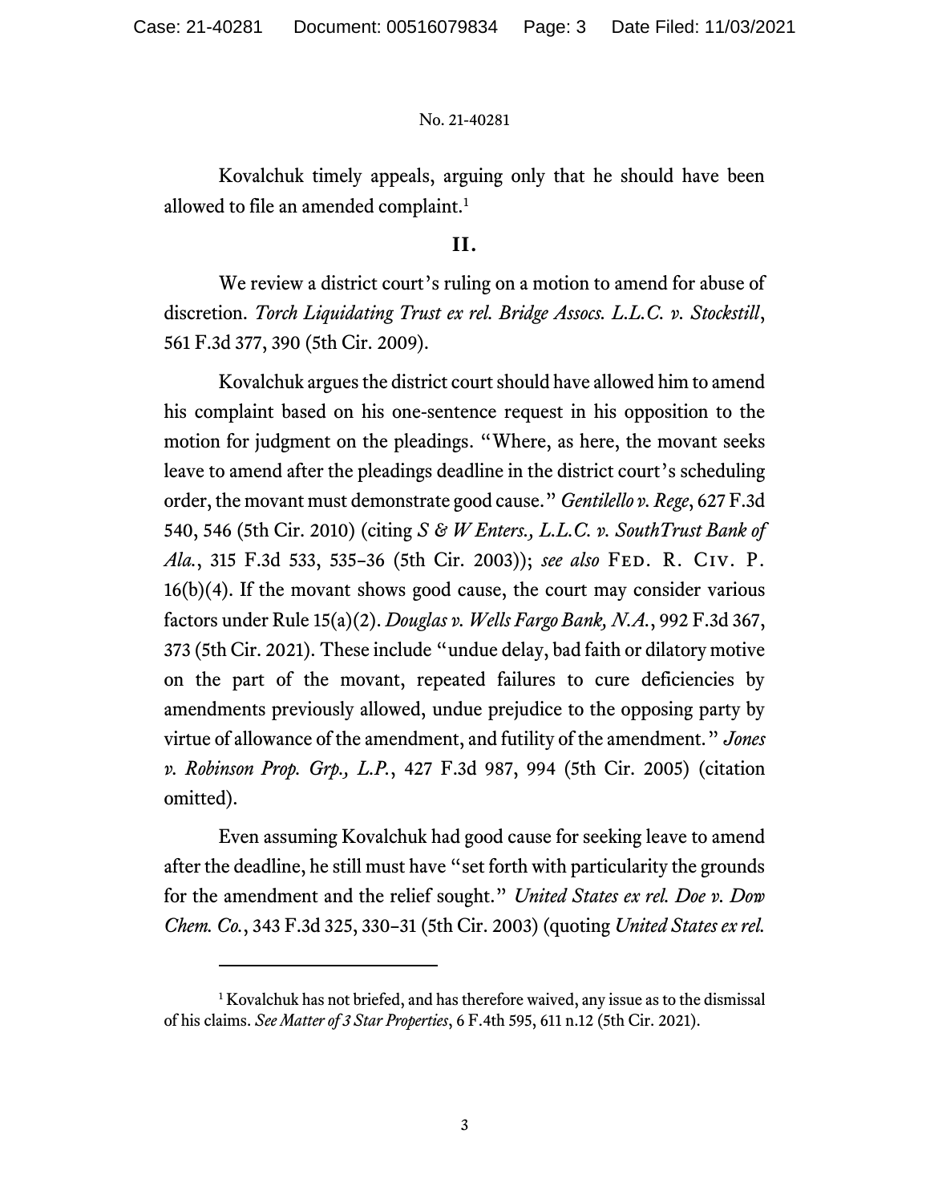Kovalchuk timely appeals, arguing only that he should have been allowed to file an amended complaint.[1]

## II.

We review a district court's ruling on a motion to amend for abuse of discretion. *Torch Liquidating Trust ex rel. Bridge Assocs. L.L.C. v. Stockstill*, 561 F.3d 377, 390 (5th Cir. 2009).

Kovalchuk argues the district court should have allowed him to amend his complaint based on his one-sentence request in his opposition to the motion for judgment on the pleadings. "Where, as here, the movant seeks leave to amend after the pleadings deadline in the district court's scheduling order, the movant must demonstrate good cause." *Gentilello v. Rege*, 627 F.3d 540, 546 (5th Cir. 2010) (citing *S & W Enters., L.L.C. v. SouthTrust Bank of Ala.*, 315 F.3d 533, 535–36 (5th Cir. 2003)); *see also* FED. R. CIV. P. 16(b)(4). If the movant shows good cause, the court may consider various factors under Rule 15(a)(2). *Douglas v. Wells Fargo Bank, N.A.*, 992 F.3d 367, 373 (5th Cir. 2021). These include "undue delay, bad faith or dilatory motive on the part of the movant, repeated failures to cure deficiencies by amendments previously allowed, undue prejudice to the opposing party by virtue of allowance of the amendment, and futility of the amendment." *Jones v. Robinson Prop. Grp., L.P.*, 427 F.3d 987, 994 (5th Cir. 2005) (citation omitted).

Even assuming Kovalchuk had good cause for seeking leave to amend after the deadline, he still must have "set forth with particularity the grounds for the amendment and the relief sought." *United States ex rel. Doe v. Dow Chem. Co.*, 343 F.3d 325, 330–31 (5th Cir. 2003) (quoting *United States ex rel.*

---

[1] Kovalchuk has not briefed, and has therefore waived, any issue as to the dismissal of his claims. *See Matter of 3 Star Properties*, 6 F.4th 595, 611 n.12 (5th Cir. 2021).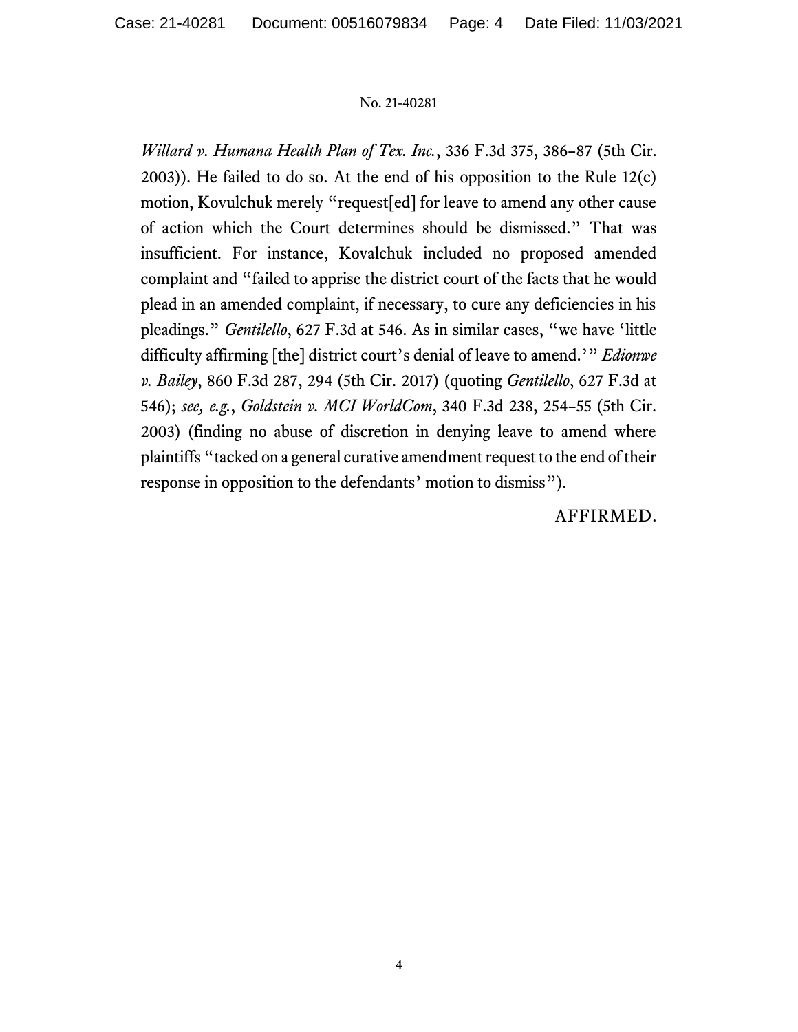*Willard v. Humana Health Plan of Tex. Inc.*, 336 F.3d 375, 386–87 (5th Cir. 2003)). He failed to do so. At the end of his opposition to the Rule 12(c) motion, Kovulchuk merely "request[ed] for leave to amend any other cause of action which the Court determines should be dismissed." That was insufficient. For instance, Kovalchuk included no proposed amended complaint and "failed to apprise the district court of the facts that he would plead in an amended complaint, if necessary, to cure any deficiencies in his pleadings." *Gentilello*, 627 F.3d at 546. As in similar cases, "we have 'little difficulty affirming [the] district court's denial of leave to amend.'" *Edionwe v. Bailey*, 860 F.3d 287, 294 (5th Cir. 2017) (quoting *Gentilello*, 627 F.3d at 546); *see, e.g.*, *Goldstein v. MCI WorldCom*, 340 F.3d 238, 254–55 (5th Cir. 2003) (finding no abuse of discretion in denying leave to amend where plaintiffs "tacked on a general curative amendment request to the end of their response in opposition to the defendants' motion to dismiss").

AFFIRMED.